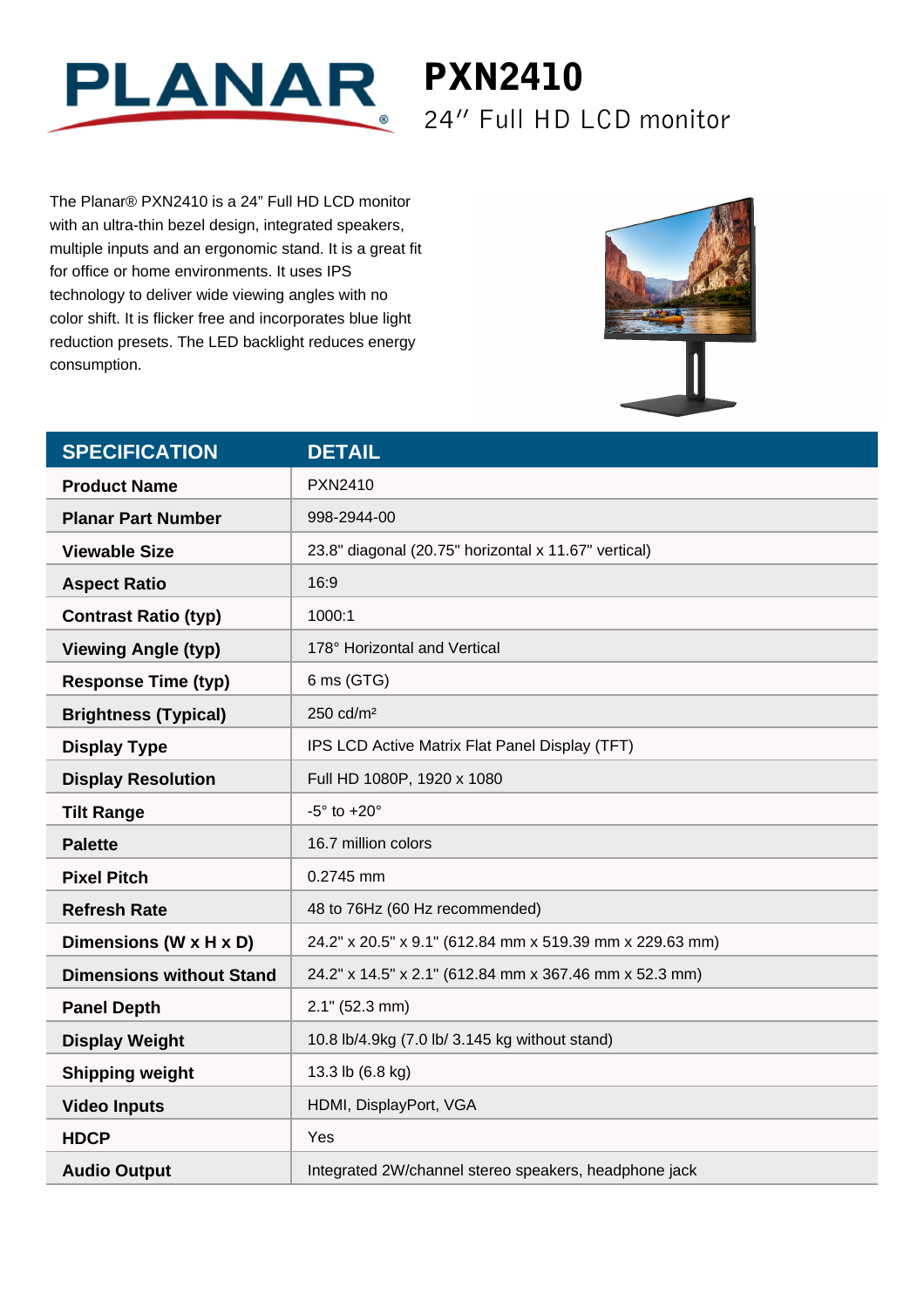PLANAR

# PXN2410

## 24″ Full HD LCD monitor

The Planar® PXN2410 is a 24” Full HD LCD monitor with an ultra-thin bezel design, integrated speakers, multiple inputs and an ergonomic stand. It is a great fit for office or home environments. It uses IPS technology to deliver wide viewing angles with no color shift. It is flicker free and incorporates blue light reduction presets. The LED backlight reduces energy consumption.

| SPECIFICATION | DETAIL |
|---|---|
| **Product Name** | PXN2410 |
| **Planar Part Number** | 998-2944-00 |
| **Viewable Size** | 23.8" diagonal (20.75" horizontal x 11.67" vertical) |
| **Aspect Ratio** | 16:9 |
| **Contrast Ratio (typ)** | 1000:1 |
| **Viewing Angle (typ)** | 178° Horizontal and Vertical |
| **Response Time (typ)** | 6 ms (GTG) |
| **Brightness (Typical)** | 250 cd/m² |
| **Display Type** | IPS LCD Active Matrix Flat Panel Display (TFT) |
| **Display Resolution** | Full HD 1080P, 1920 x 1080 |
| **Tilt Range** | -5° to +20° |
| **Palette** | 16.7 million colors |
| **Pixel Pitch** | 0.2745 mm |
| **Refresh Rate** | 48 to 76Hz (60 Hz recommended) |
| **Dimensions (W x H x D)** | 24.2" x 20.5" x 9.1" (612.84 mm x 519.39 mm x 229.63 mm) |
| **Dimensions without Stand** | 24.2" x 14.5" x 2.1" (612.84 mm x 367.46 mm x 52.3 mm) |
| **Panel Depth** | 2.1" (52.3 mm) |
| **Display Weight** | 10.8 lb/4.9kg (7.0 lb/ 3.145 kg without stand) |
| **Shipping weight** | 13.3 lb (6.8 kg) |
| **Video Inputs** | HDMI, DisplayPort, VGA |
| **HDCP** | Yes |
| **Audio Output** | Integrated 2W/channel stereo speakers, headphone jack |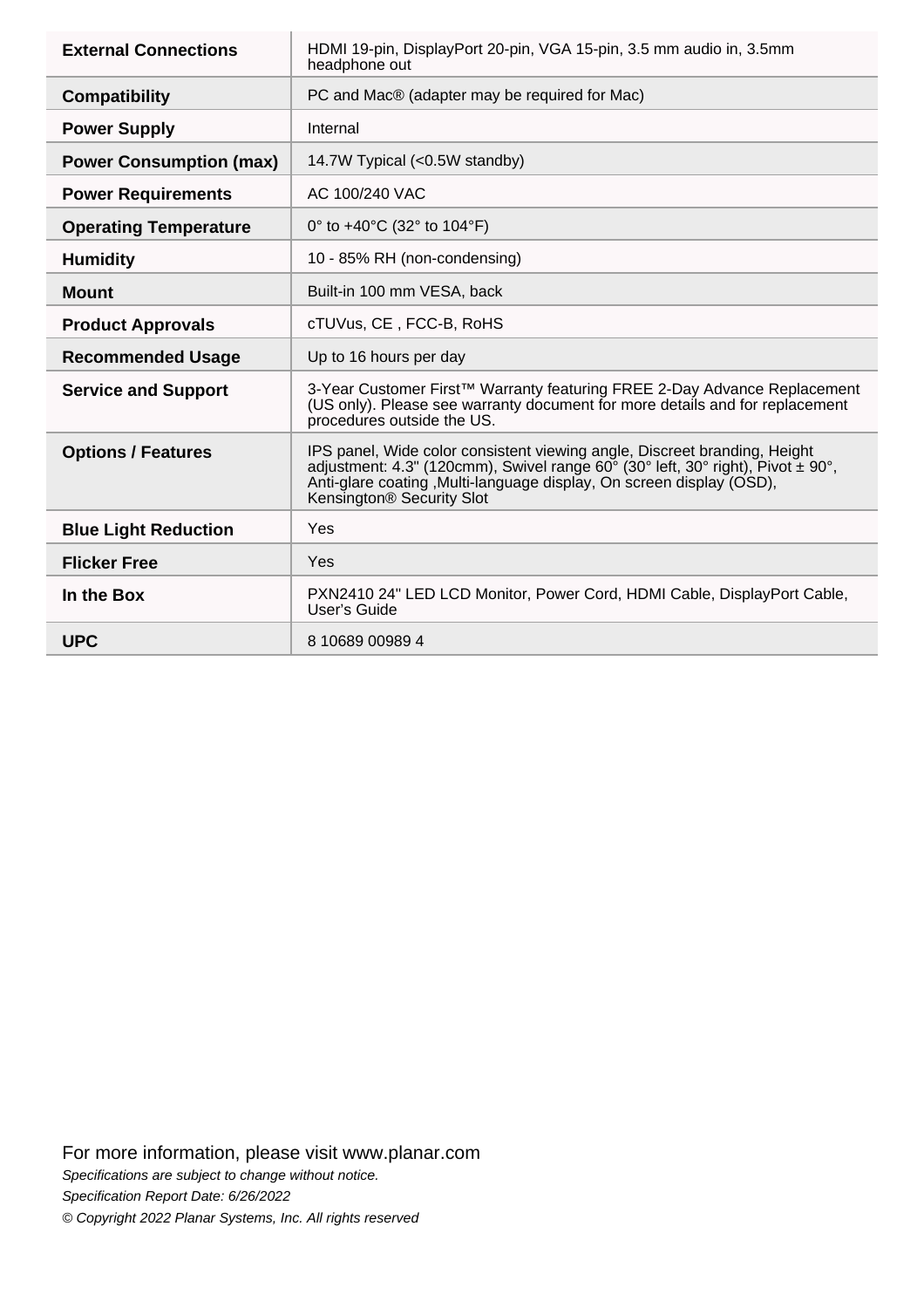| | |
|---|---|
| **External Connections** | HDMI 19-pin, DisplayPort 20-pin, VGA 15-pin, 3.5 mm audio in, 3.5mm headphone out |
| **Compatibility** | PC and Mac® (adapter may be required for Mac) |
| **Power Supply** | Internal |
| **Power Consumption (max)** | 14.7W Typical (<0.5W standby) |
| **Power Requirements** | AC 100/240 VAC |
| **Operating Temperature** | 0° to +40°C (32° to 104°F) |
| **Humidity** | 10 - 85% RH (non-condensing) |
| **Mount** | Built-in 100 mm VESA, back |
| **Product Approvals** | cTUVus, CE , FCC-B, RoHS |
| **Recommended Usage** | Up to 16 hours per day |
| **Service and Support** | 3-Year Customer First™ Warranty featuring FREE 2-Day Advance Replacement (US only). Please see warranty document for more details and for replacement procedures outside the US. |
| **Options / Features** | IPS panel, Wide color consistent viewing angle, Discreet branding, Height adjustment: 4.3" (120cmm), Swivel range 60° (30° left, 30° right), Pivot ± 90°, Anti-glare coating ,Multi-language display, On screen display (OSD), Kensington® Security Slot |
| **Blue Light Reduction** | Yes |
| **Flicker Free** | Yes |
| **In the Box** | PXN2410 24" LED LCD Monitor, Power Cord, HDMI Cable, DisplayPort Cable, User's Guide |
| **UPC** | 8 10689 00989 4 |

For more information, please visit www.planar.com

*Specifications are subject to change without notice.*

*Specification Report Date: 6/26/2022*

*© Copyright 2022 Planar Systems, Inc. All rights reserved*